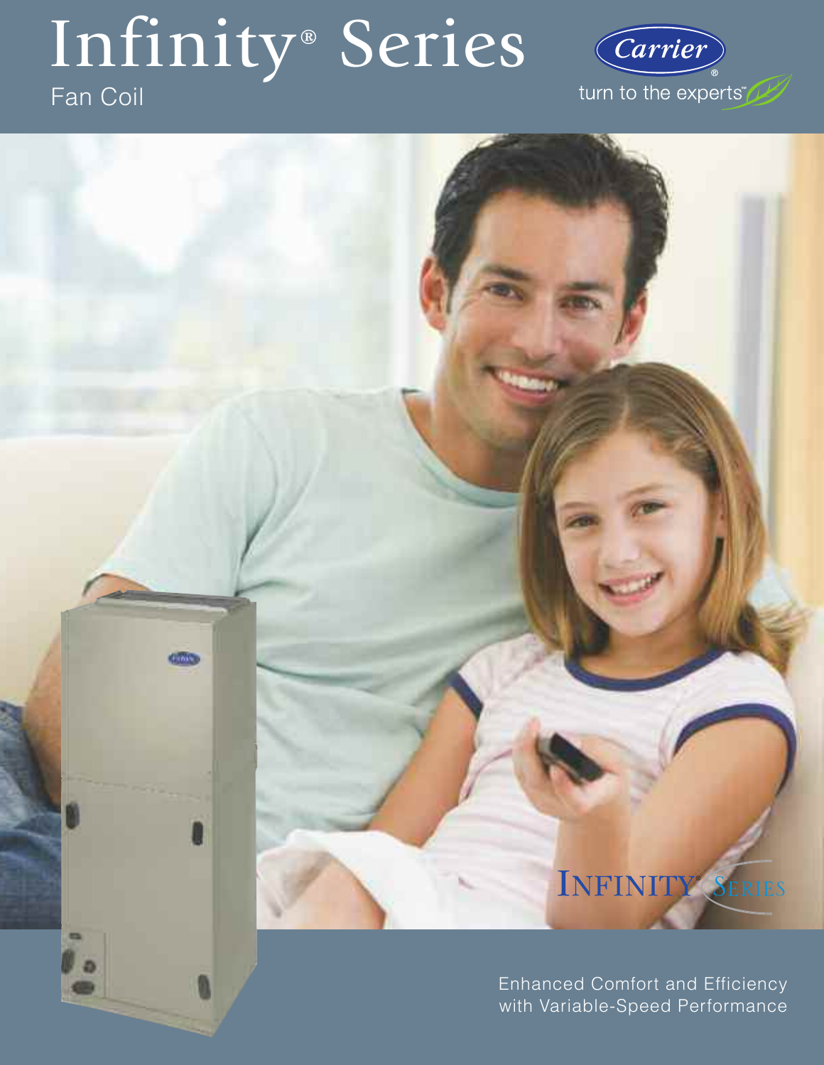# Infinity® Series

Fan Coil

Carrier®

turn to the experts™

INFINITY® SERIES

Enhanced Comfort and Efficiency with Variable-Speed Performance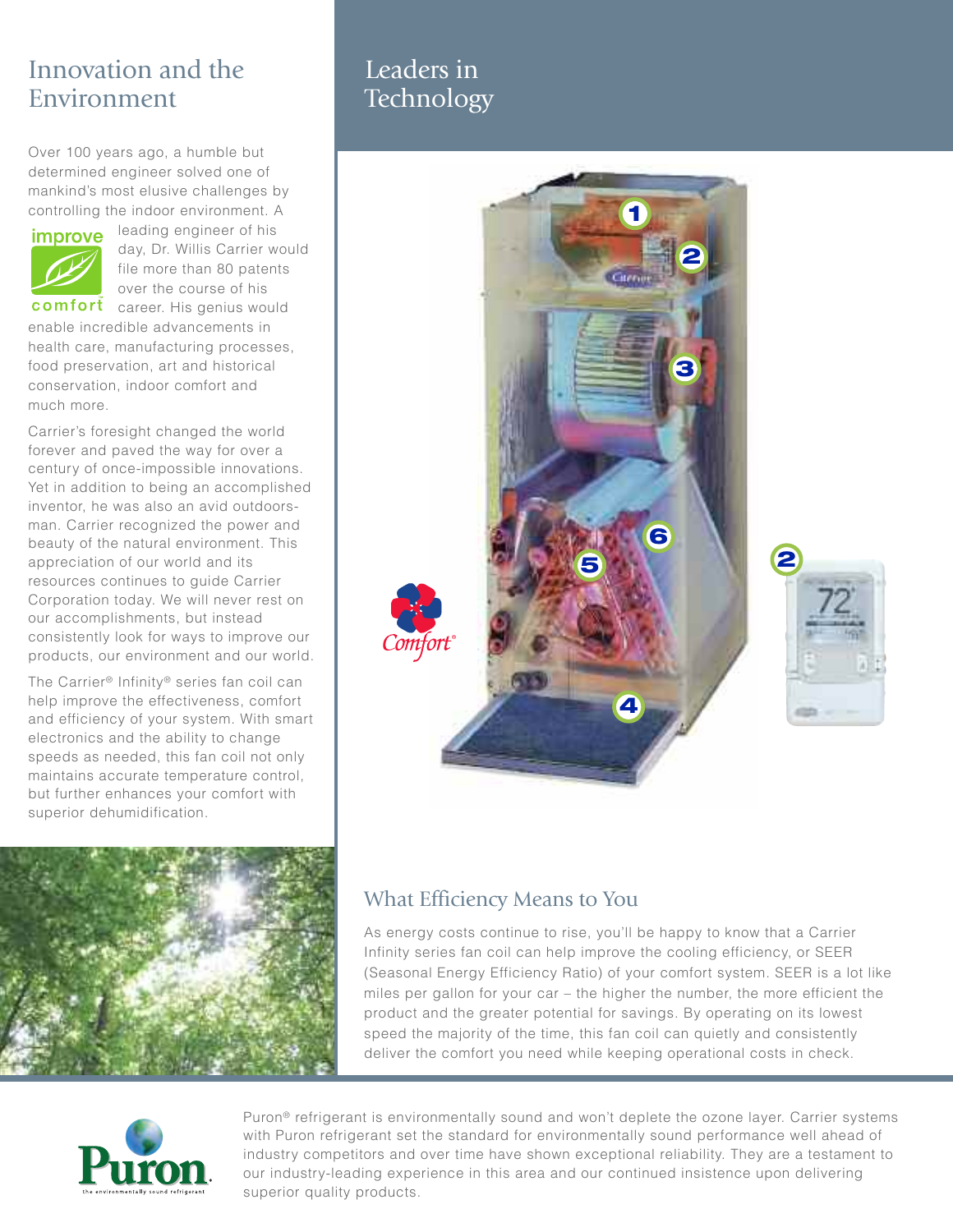## Innovation and the Environment

Over 100 years ago, a humble but determined engineer solved one of mankind's most elusive challenges by controlling the indoor environment. A leading engineer of his day, Dr. Willis Carrier would file more than 80 patents over the course of his career. His genius would enable incredible advancements in health care, manufacturing processes, food preservation, art and historical conservation, indoor comfort and much more.

Carrier's foresight changed the world forever and paved the way for over a century of once-impossible innovations. Yet in addition to being an accomplished inventor, he was also an avid outdoorsman. Carrier recognized the power and beauty of the natural environment. This appreciation of our world and its resources continues to guide Carrier Corporation today. We will never rest on our accomplishments, but instead consistently look for ways to improve our products, our environment and our world.

The Carrier® Infinity® series fan coil can help improve the effectiveness, comfort and efficiency of your system. With smart electronics and the ability to change speeds as needed, this fan coil not only maintains accurate temperature control, but further enhances your comfort with superior dehumidification.

## Leaders in Technology

## What Efficiency Means to You

As energy costs continue to rise, you'll be happy to know that a Carrier Infinity series fan coil can help improve the cooling efficiency, or SEER (Seasonal Energy Efficiency Ratio) of your comfort system. SEER is a lot like miles per gallon for your car – the higher the number, the more efficient the product and the greater potential for savings. By operating on its lowest speed the majority of the time, this fan coil can quietly and consistently deliver the comfort you need while keeping operational costs in check.

Puron® refrigerant is environmentally sound and won't deplete the ozone layer. Carrier systems with Puron refrigerant set the standard for environmentally sound performance well ahead of industry competitors and over time have shown exceptional reliability. They are a testament to our industry-leading experience in this area and our continued insistence upon delivering superior quality products.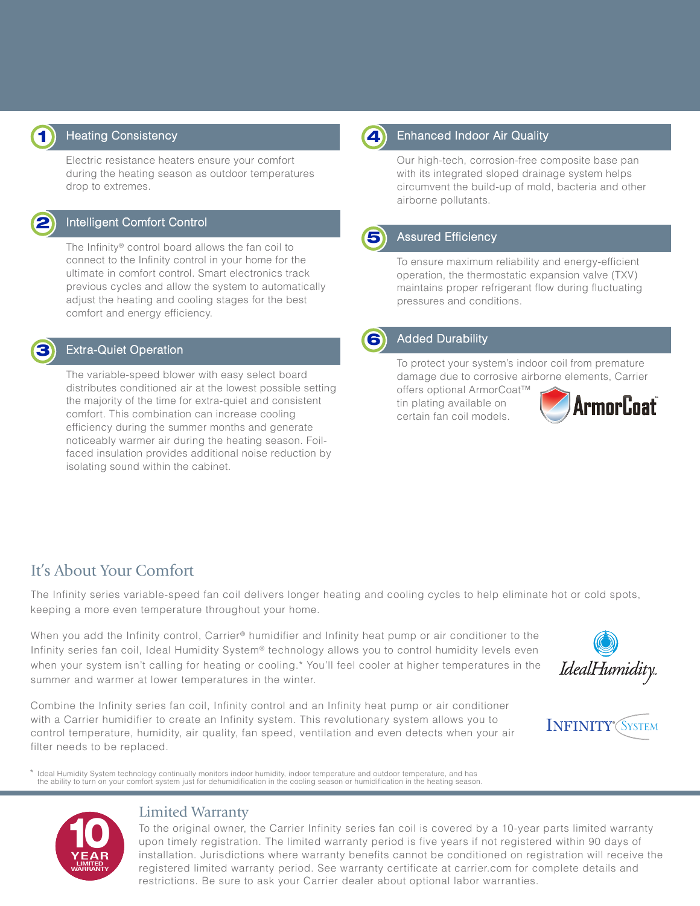## 1 Heating Consistency

Electric resistance heaters ensure your comfort during the heating season as outdoor temperatures drop to extremes.

## 2 Intelligent Comfort Control

The Infinity® control board allows the fan coil to connect to the Infinity control in your home for the ultimate in comfort control. Smart electronics track previous cycles and allow the system to automatically adjust the heating and cooling stages for the best comfort and energy efficiency.

## 3 Extra-Quiet Operation

The variable-speed blower with easy select board distributes conditioned air at the lowest possible setting the majority of the time for extra-quiet and consistent comfort. This combination can increase cooling efficiency during the summer months and generate noticeably warmer air during the heating season. Foil-faced insulation provides additional noise reduction by isolating sound within the cabinet.

## 4 Enhanced Indoor Air Quality

Our high-tech, corrosion-free composite base pan with its integrated sloped drainage system helps circumvent the build-up of mold, bacteria and other airborne pollutants.

## 5 Assured Efficiency

To ensure maximum reliability and energy-efficient operation, the thermostatic expansion valve (TXV) maintains proper refrigerant flow during fluctuating pressures and conditions.

## 6 Added Durability

To protect your system's indoor coil from premature damage due to corrosive airborne elements, Carrier offers optional ArmorCoat™ tin plating available on certain fan coil models.

ArmorCoat™

## It's About Your Comfort

The Infinity series variable-speed fan coil delivers longer heating and cooling cycles to help eliminate hot or cold spots, keeping a more even temperature throughout your home.

When you add the Infinity control, Carrier® humidifier and Infinity heat pump or air conditioner to the Infinity series fan coil, Ideal Humidity System® technology allows you to control humidity levels even when your system isn't calling for heating or cooling.* You'll feel cooler at higher temperatures in the summer and warmer at lower temperatures in the winter.

IdealHumidity™

Combine the Infinity series fan coil, Infinity control and an Infinity heat pump or air conditioner with a Carrier humidifier to create an Infinity system. This revolutionary system allows you to control temperature, humidity, air quality, fan speed, ventilation and even detects when your air filter needs to be replaced.

INFINITY® SYSTEM

\* Ideal Humidity System technology continually monitors indoor humidity, indoor temperature and outdoor temperature, and has the ability to turn on your comfort system just for dehumidification in the cooling season or humidification in the heating season.

## Limited Warranty

10 YEAR LIMITED WARRANTY

To the original owner, the Carrier Infinity series fan coil is covered by a 10-year parts limited warranty upon timely registration. The limited warranty period is five years if not registered within 90 days of installation. Jurisdictions where warranty benefits cannot be conditioned on registration will receive the registered limited warranty period. See warranty certificate at carrier.com for complete details and restrictions. Be sure to ask your Carrier dealer about optional labor warranties.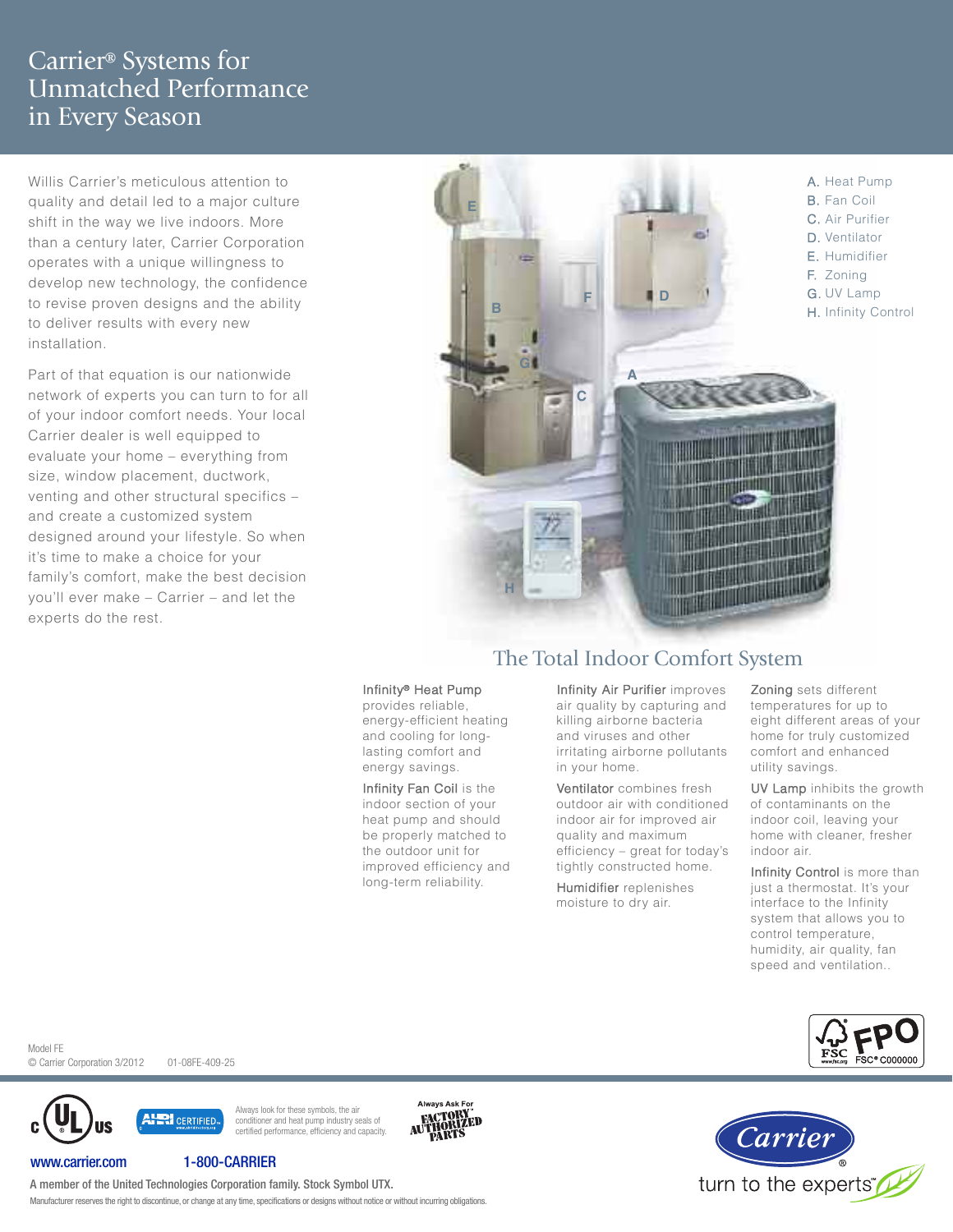# Carrier® Systems for Unmatched Performance in Every Season

Willis Carrier's meticulous attention to quality and detail led to a major culture shift in the way we live indoors. More than a century later, Carrier Corporation operates with a unique willingness to develop new technology, the confidence to revise proven designs and the ability to deliver results with every new installation.

Part of that equation is our nationwide network of experts you can turn to for all of your indoor comfort needs. Your local Carrier dealer is well equipped to evaluate your home – everything from size, window placement, ductwork, venting and other structural specifics – and create a customized system designed around your lifestyle. So when it's time to make a choice for your family's comfort, make the best decision you'll ever make – Carrier – and let the experts do the rest.

A. Heat Pump
B. Fan Coil
C. Air Purifier
D. Ventilator
E. Humidifier
F. Zoning
G. UV Lamp
H. Infinity Control

## The Total Indoor Comfort System

**Infinity® Heat Pump** provides reliable, energy-efficient heating and cooling for long-lasting comfort and energy savings.

**Infinity Fan Coil** is the indoor section of your heat pump and should be properly matched to the outdoor unit for improved efficiency and long-term reliability.

**Infinity Air Purifier** improves air quality by capturing and killing airborne bacteria and viruses and other irritating airborne pollutants in your home.

**Ventilator** combines fresh outdoor air with conditioned indoor air for improved air quality and maximum efficiency – great for today's tightly constructed home.

**Humidifier** replenishes moisture to dry air.

**Zoning** sets different temperatures for up to eight different areas of your home for truly customized comfort and enhanced utility savings.

**UV Lamp** inhibits the growth of contaminants on the indoor coil, leaving your home with cleaner, fresher indoor air.

**Infinity Control** is more than just a thermostat. It's your interface to the Infinity system that allows you to control temperature, humidity, air quality, fan speed and ventilation..

Model FE
© Carrier Corporation 3/2012 01-08FE-409-25

FSC FPO FSC® C000000

Always look for these symbols, the air conditioner and heat pump industry seals of certified performance, efficiency and capacity.

Always Ask For FACTORY AUTHORIZED PARTS

www.carrier.com 1-800-CARRIER

A member of the United Technologies Corporation family. Stock Symbol UTX.

Manufacturer reserves the right to discontinue, or change at any time, specifications or designs without notice or without incurring obligations.

Carrier® turn to the experts™